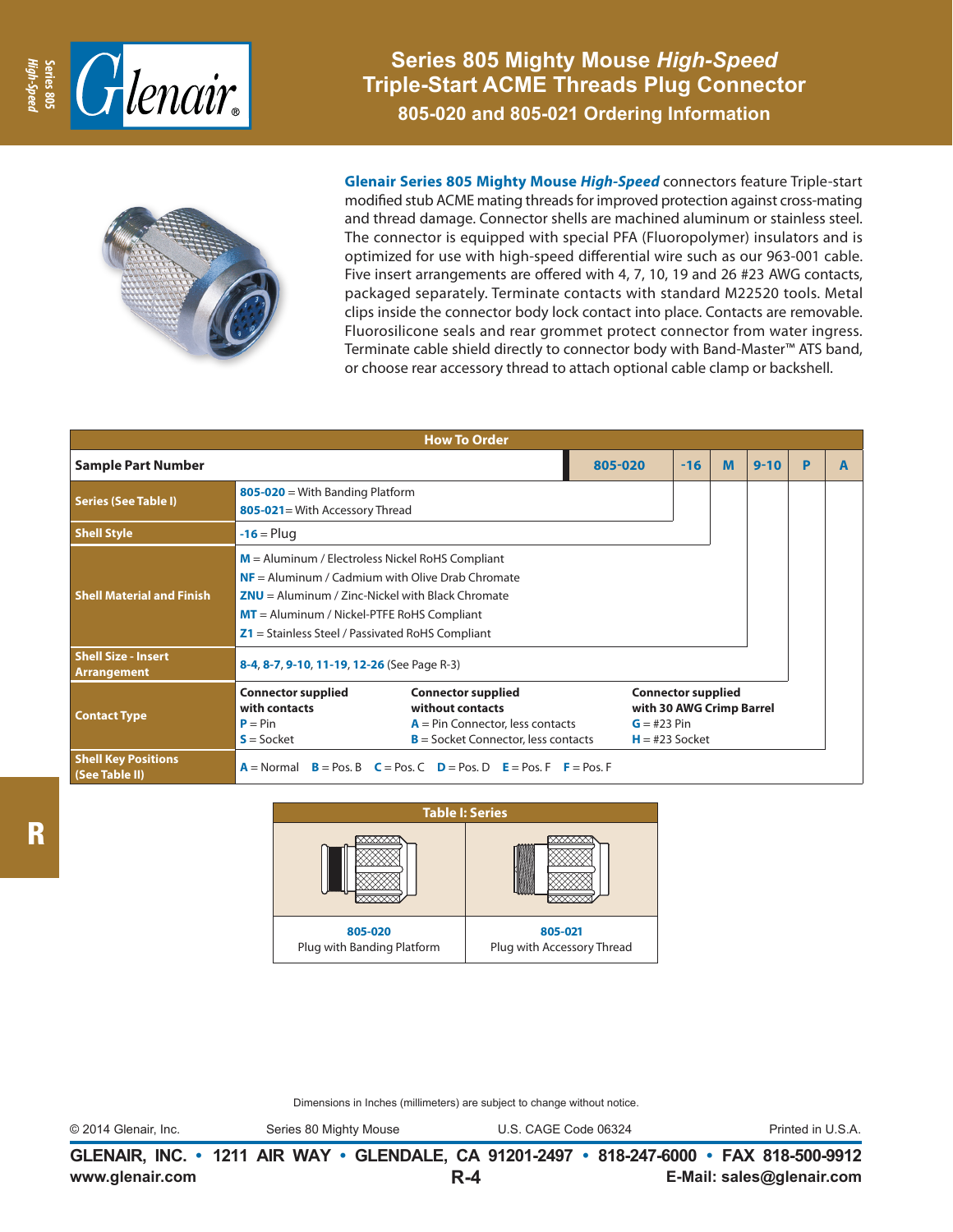# Series 805 Mighty Mouse *High-Speed* Triple-Start ACME Threads Plug Connector

## 805-020 and 805-021 Ordering Information

**Glenair Series 805 Mighty Mouse *High-Speed*** connectors feature Triple-start modified stub ACME mating threads for improved protection against cross-mating and thread damage. Connector shells are machined aluminum or stainless steel. The connector is equipped with special PFA (Fluoropolymer) insulators and is optimized for use with high-speed differential wire such as our 963-001 cable. Five insert arrangements are offered with 4, 7, 10, 19 and 26 #23 AWG contacts, packaged separately. Terminate contacts with standard M22520 tools. Metal clips inside the connector body lock contact into place. Contacts are removable. Fluorosilicone seals and rear grommet protect connector from water ingress. Terminate cable shield directly to connector body with Band-Master™ ATS band, or choose rear accessory thread to attach optional cable clamp or backshell.

### How To Order

| Sample Part Number | 805-020 | -16 | M | 9-10 | P | A |
|---|---|---|---|---|---|---|
| **Series (See Table I)** | **805-020** = With Banding Platform<br>**805-021** = With Accessory Thread | | | | | |
| **Shell Style** | **-16** = Plug | | | | | |
| **Shell Material and Finish** | **M** = Aluminum / Electroless Nickel RoHS Compliant<br>**NF** = Aluminum / Cadmium with Olive Drab Chromate<br>**ZNU** = Aluminum / Zinc-Nickel with Black Chromate<br>**MT** = Aluminum / Nickel-PTFE RoHS Compliant<br>**Z1** = Stainless Steel / Passivated RoHS Compliant | | | | | |
| **Shell Size - Insert Arrangement** | **8-4**, **8-7**, **9-10**, **11-19**, **12-26** (See Page R-3) | | | | | |
| **Contact Type** | **Connector supplied with contacts**<br>**P** = Pin<br>**S** = Socket<br><br>**Connector supplied without contacts**<br>**A** = Pin Connector, less contacts<br>**B** = Socket Connector, less contacts<br><br>**Connector supplied with 30 AWG Crimp Barrel**<br>**G** = #23 Pin<br>**H** = #23 Socket | | | | | |
| **Shell Key Positions (See Table II)** | **A** = Normal **B** = Pos. B **C** = Pos. C **D** = Pos. D **E** = Pos. F **F** = Pos. F | | | | | |

### Table I: Series

| 805-020 | 805-021 |
|---|---|
| Plug with Banding Platform | Plug with Accessory Thread |

Dimensions in Inches (millimeters) are subject to change without notice.

© 2014 Glenair, Inc. Series 80 Mighty Mouse U.S. CAGE Code 06324 Printed in U.S.A.

**GLENAIR, INC. • 1211 AIR WAY • GLENDALE, CA 91201-2497 • 818-247-6000 • FAX 818-500-9912**
**www.glenair.com** **E-Mail: sales@glenair.com**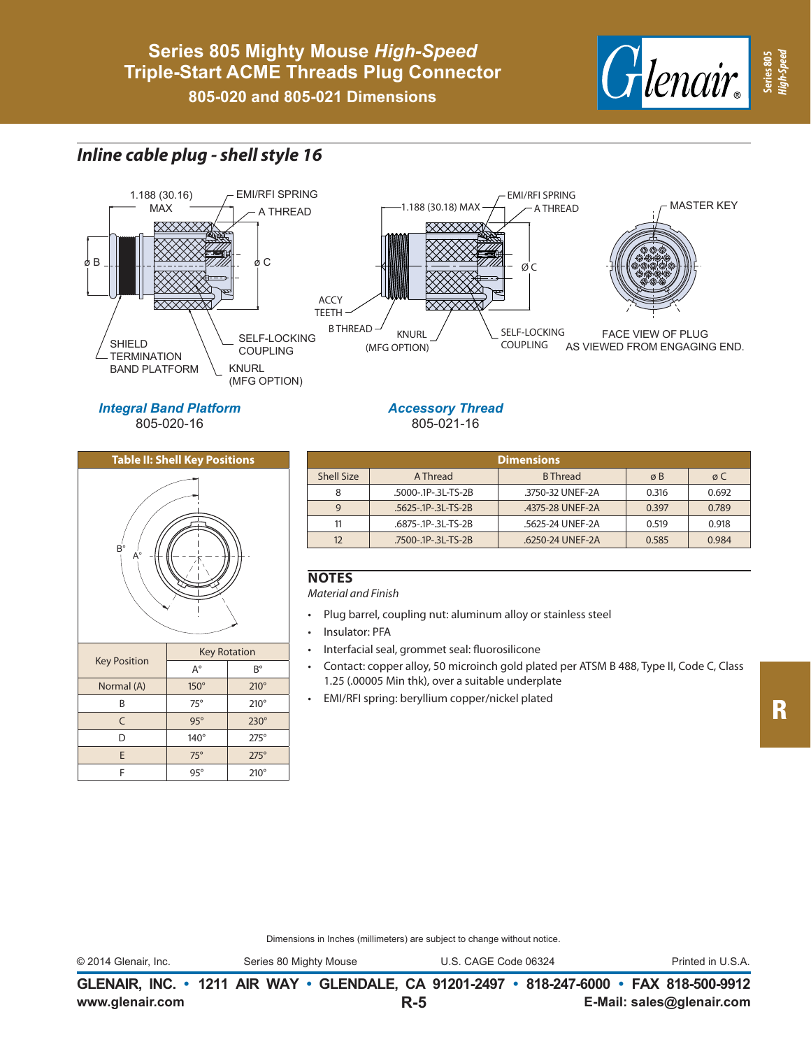# Series 805 Mighty Mouse *High-Speed* Triple-Start ACME Threads Plug Connector

## 805-020 and 805-021 Dimensions

## *Inline cable plug - shell style 16*

1.188 (30.16) MAX

EMI/RFI SPRING

A THREAD

ø B

ø C

SHIELD TERMINATION BAND PLATFORM

SELF-LOCKING COUPLING

KNURL (MFG OPTION)

***Integral Band Platform***
805-020-16

1.188 (30.18) MAX

EMI/RFI SPRING

A THREAD

Ø C

ACCY TEETH

B THREAD

KNURL (MFG OPTION)

SELF-LOCKING COUPLING

***Accessory Thread***
805-021-16

MASTER KEY

FACE VIEW OF PLUG AS VIEWED FROM ENGAGING END.

**Table II: Shell Key Positions**

B°

A°

| Key Position | Key Rotation | |
|---|---|---|
| | A° | B° |
| Normal (A) | 150° | 210° |
| B | 75° | 210° |
| C | 95° | 230° |
| D | 140° | 275° |
| E | 75° | 275° |
| F | 95° | 210° |

**Dimensions**

| Shell Size | A Thread | B Thread | ø B | ø C |
|---|---|---|---|---|
| 8 | .5000-.1P-.3L-TS-2B | .3750-32 UNEF-2A | 0.316 | 0.692 |
| 9 | .5625-.1P-.3L-TS-2B | .4375-28 UNEF-2A | 0.397 | 0.789 |
| 11 | .6875-.1P-.3L-TS-2B | .5625-24 UNEF-2A | 0.519 | 0.918 |
| 12 | .7500-.1P-.3L-TS-2B | .6250-24 UNEF-2A | 0.585 | 0.984 |

## NOTES

*Material and Finish*

- Plug barrel, coupling nut: aluminum alloy or stainless steel
- Insulator: PFA
- Interfacial seal, grommet seal: fluorosilicone
- Contact: copper alloy, 50 microinch gold plated per ATSM B 488, Type II, Code C, Class 1.25 (.00005 Min thk), over a suitable underplate
- EMI/RFI spring: beryllium copper/nickel plated

Dimensions in Inches (millimeters) are subject to change without notice.